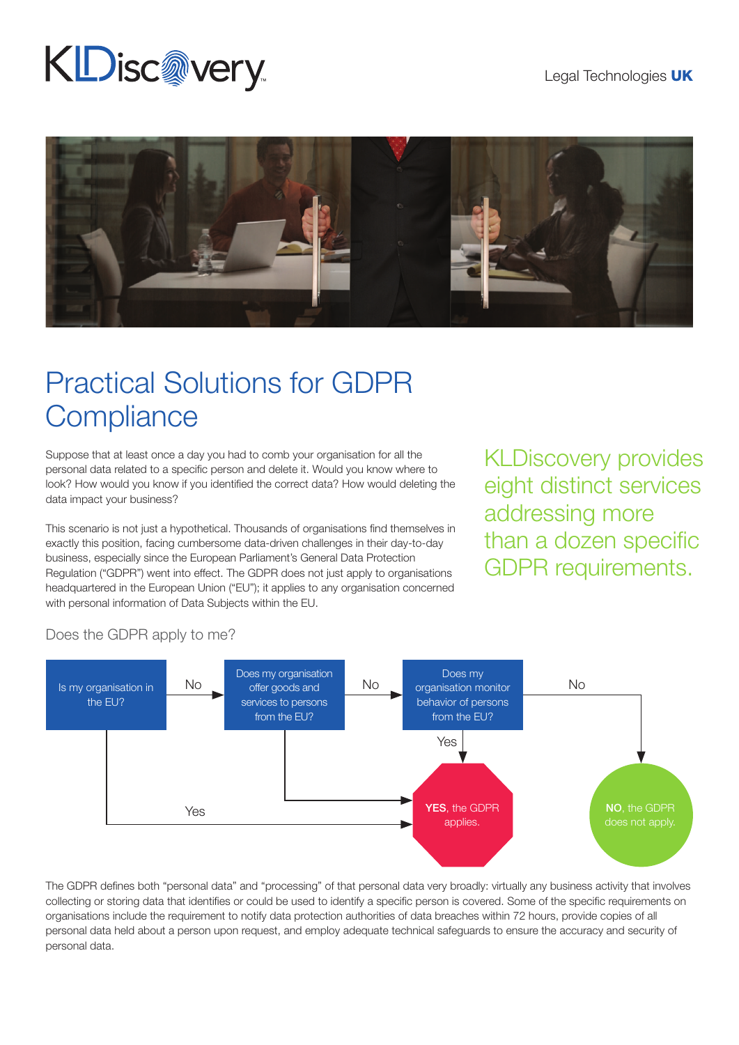KLDiscovery

Legal Technologies **UK**

# Practical Solutions for GDPR Compliance

Suppose that at least once a day you had to comb your organisation for all the personal data related to a specific person and delete it. Would you know where to look? How would you know if you identified the correct data? How would deleting the data impact your business?

This scenario is not just a hypothetical. Thousands of organisations find themselves in exactly this position, facing cumbersome data-driven challenges in their day-to-day business, especially since the European Parliament's General Data Protection Regulation ("GDPR") went into effect. The GDPR does not just apply to organisations headquartered in the European Union ("EU"); it applies to any organisation concerned with personal information of Data Subjects within the EU.

KLDiscovery provides eight distinct services addressing more than a dozen specific GDPR requirements.

## Does the GDPR apply to me?

- Is my organisation in the EU?
  - Yes → **YES**, the GDPR applies.
  - No → Does my organisation offer goods and services to persons from the EU?
    - Yes → **YES**, the GDPR applies.
    - No → Does my organisation monitor behavior of persons from the EU?
      - Yes → **YES**, the GDPR applies.
      - No → **NO**, the GDPR does not apply.

The GDPR defines both "personal data" and "processing" of that personal data very broadly: virtually any business activity that involves collecting or storing data that identifies or could be used to identify a specific person is covered. Some of the specific requirements on organisations include the requirement to notify data protection authorities of data breaches within 72 hours, provide copies of all personal data held about a person upon request, and employ adequate technical safeguards to ensure the accuracy and security of personal data.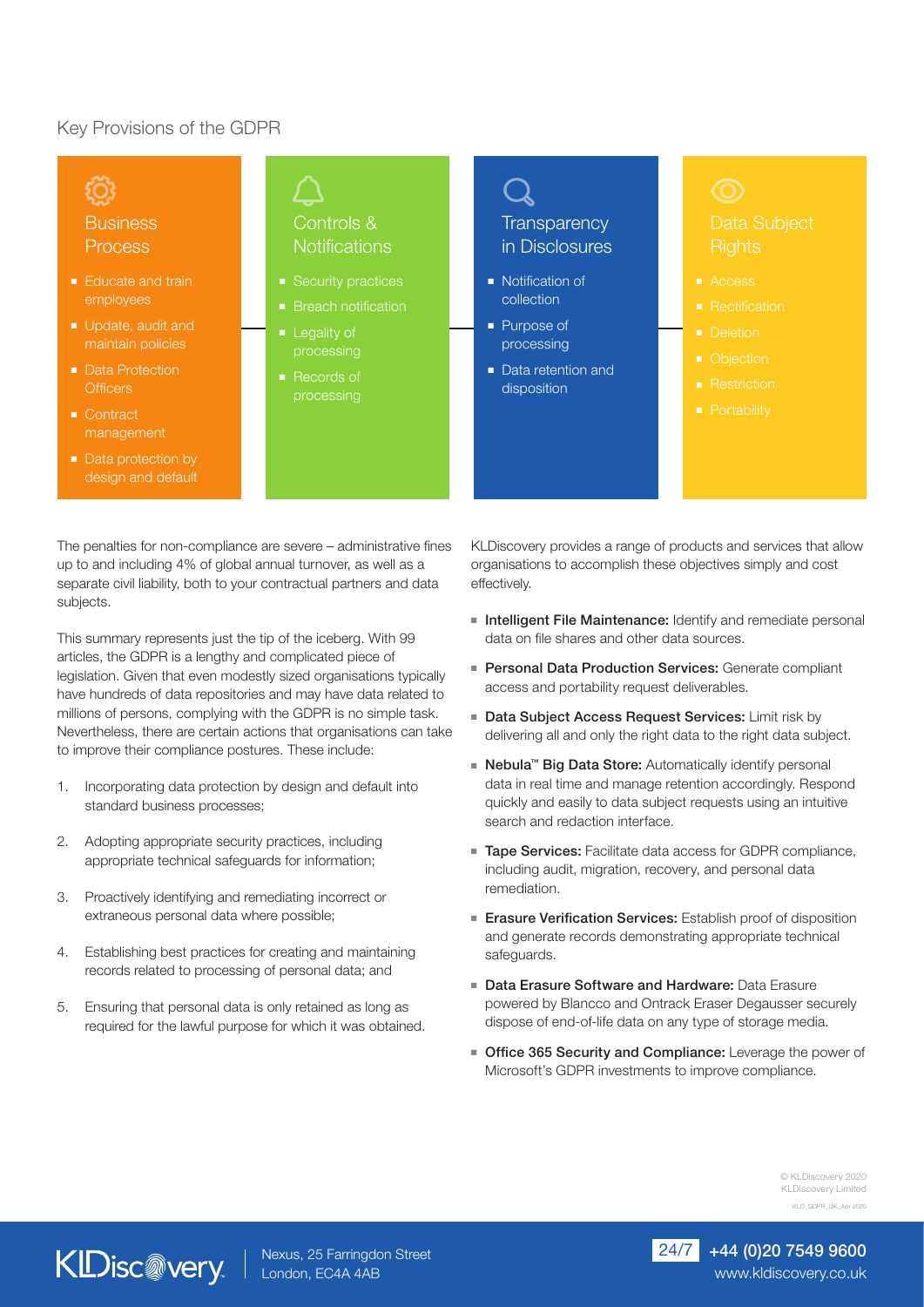## Key Provisions of the GDPR

### Business Process

- Educate and train employees
- Update, audit and maintain policies
- Data Protection Officers
- Contract management
- Data protection by design and default

### Controls & Notifications

- Security practices
- Breach notification
- Legality of processing
- Records of processing

### Transparency in Disclosures

- Notification of collection
- Purpose of processing
- Data retention and disposition

### Data Subject Rights

- Access
- Rectification
- Deletion
- Objection
- Restriction
- Portability

The penalties for non-compliance are severe – administrative fines up to and including 4% of global annual turnover, as well as a separate civil liability, both to your contractual partners and data subjects.

This summary represents just the tip of the iceberg. With 99 articles, the GDPR is a lengthy and complicated piece of legislation. Given that even modestly sized organisations typically have hundreds of data repositories and may have data related to millions of persons, complying with the GDPR is no simple task. Nevertheless, there are certain actions that organisations can take to improve their compliance postures. These include:

1. Incorporating data protection by design and default into standard business processes;
2. Adopting appropriate security practices, including appropriate technical safeguards for information;
3. Proactively identifying and remediating incorrect or extraneous personal data where possible;
4. Establishing best practices for creating and maintaining records related to processing of personal data; and
5. Ensuring that personal data is only retained as long as required for the lawful purpose for which it was obtained.

KLDiscovery provides a range of products and services that allow organisations to accomplish these objectives simply and cost effectively.

- **Intelligent File Maintenance:** Identify and remediate personal data on file shares and other data sources.
- **Personal Data Production Services:** Generate compliant access and portability request deliverables.
- **Data Subject Access Request Services:** Limit risk by delivering all and only the right data to the right data subject.
- **Nebula™ Big Data Store:** Automatically identify personal data in real time and manage retention accordingly. Respond quickly and easily to data subject requests using an intuitive search and redaction interface.
- **Tape Services:** Facilitate data access for GDPR compliance, including audit, migration, recovery, and personal data remediation.
- **Erasure Verification Services:** Establish proof of disposition and generate records demonstrating appropriate technical safeguards.
- **Data Erasure Software and Hardware:** Data Erasure powered by Blancco and Ontrack Eraser Degausser securely dispose of end-of-life data on any type of storage media.
- **Office 365 Security and Compliance:** Leverage the power of Microsoft's GDPR investments to improve compliance.

© KLDiscovery 2020
KLDiscovery Limited
KLD_GDPR_UK_Apr 2020

KLDiscovery | Nexus, 25 Farringdon Street
London, EC4A 4AB

24/7 +44 (0)20 7549 9600
www.kldiscovery.co.uk